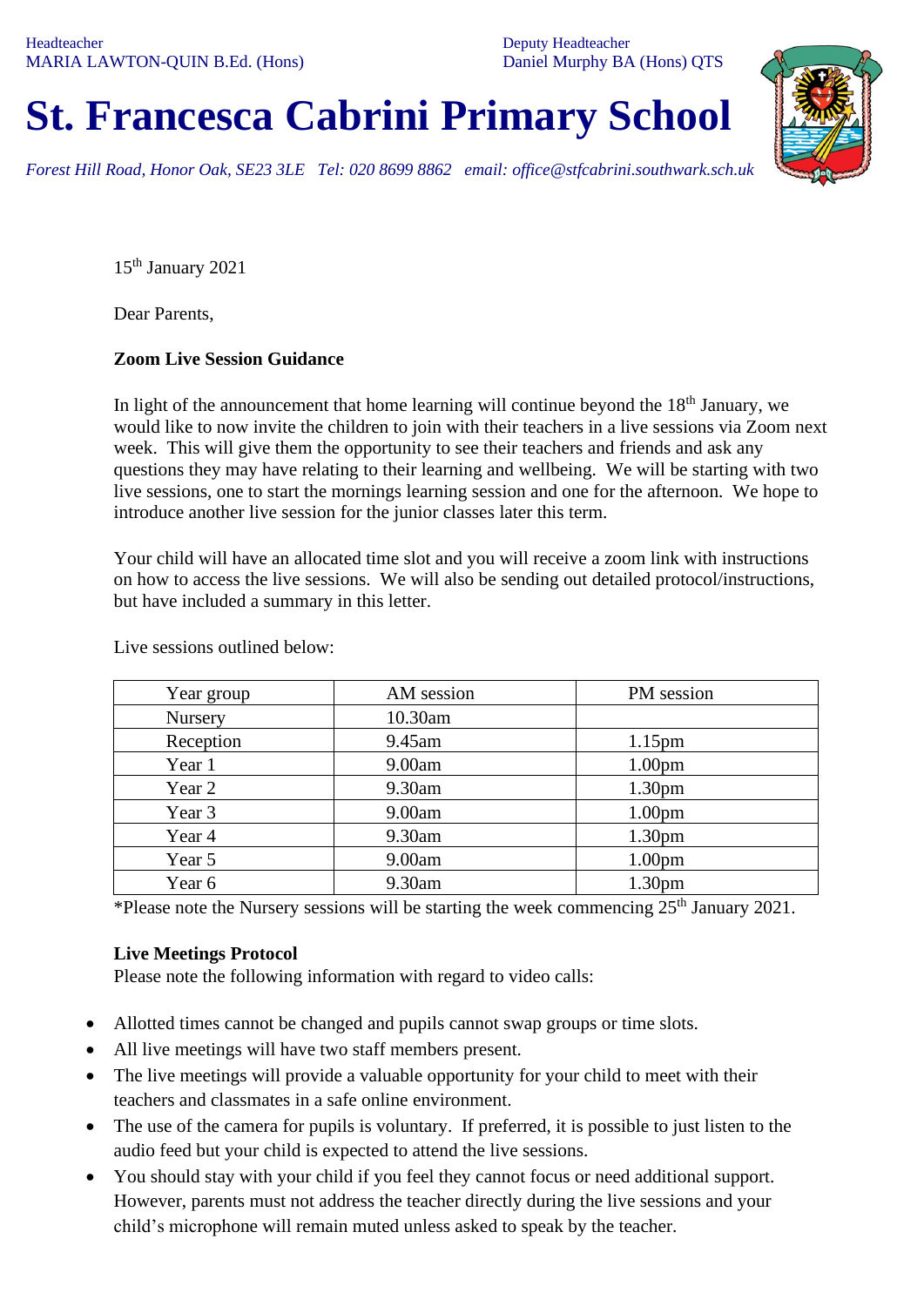Headteacher
MARIA LAWTON-QUIN B.Ed. (Hons)

Deputy Headteacher
Daniel Murphy BA (Hons) QTS

# St. Francesca Cabrini Primary School

*Forest Hill Road, Honor Oak, SE23 3LE Tel: 020 8699 8862 email: office@stfcabrini.southwark.sch.uk*

15th January 2021

Dear Parents,

**Zoom Live Session Guidance**

In light of the announcement that home learning will continue beyond the 18th January, we would like to now invite the children to join with their teachers in a live sessions via Zoom next week. This will give them the opportunity to see their teachers and friends and ask any questions they may have relating to their learning and wellbeing. We will be starting with two live sessions, one to start the mornings learning session and one for the afternoon. We hope to introduce another live session for the junior classes later this term.

Your child will have an allocated time slot and you will receive a zoom link with instructions on how to access the live sessions. We will also be sending out detailed protocol/instructions, but have included a summary in this letter.

Live sessions outlined below:

| Year group | AM session | PM session |
|---|---|---|
| Nursery | 10.30am | |
| Reception | 9.45am | 1.15pm |
| Year 1 | 9.00am | 1.00pm |
| Year 2 | 9.30am | 1.30pm |
| Year 3 | 9.00am | 1.00pm |
| Year 4 | 9.30am | 1.30pm |
| Year 5 | 9.00am | 1.00pm |
| Year 6 | 9.30am | 1.30pm |

*Please note the Nursery sessions will be starting the week commencing 25th January 2021.

**Live Meetings Protocol**
Please note the following information with regard to video calls:

- Allotted times cannot be changed and pupils cannot swap groups or time slots.
- All live meetings will have two staff members present.
- The live meetings will provide a valuable opportunity for your child to meet with their teachers and classmates in a safe online environment.
- The use of the camera for pupils is voluntary. If preferred, it is possible to just listen to the audio feed but your child is expected to attend the live sessions.
- You should stay with your child if you feel they cannot focus or need additional support. However, parents must not address the teacher directly during the live sessions and your child's microphone will remain muted unless asked to speak by the teacher.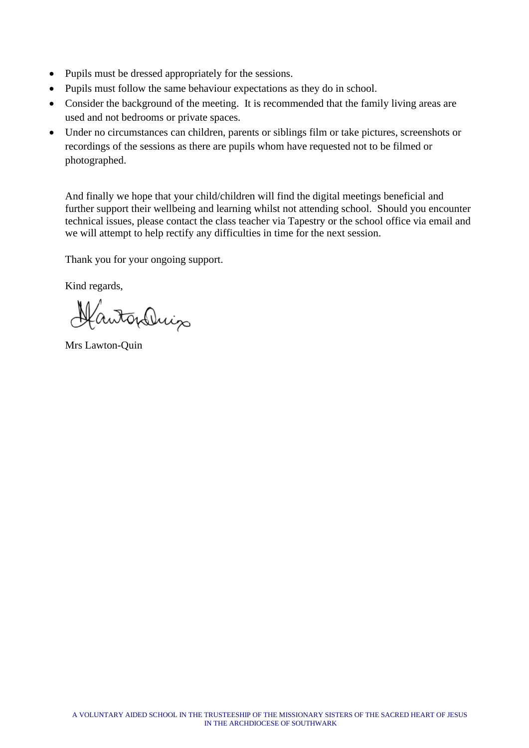- Pupils must be dressed appropriately for the sessions.
- Pupils must follow the same behaviour expectations as they do in school.
- Consider the background of the meeting. It is recommended that the family living areas are used and not bedrooms or private spaces.
- Under no circumstances can children, parents or siblings film or take pictures, screenshots or recordings of the sessions as there are pupils whom have requested not to be filmed or photographed.

And finally we hope that your child/children will find the digital meetings beneficial and further support their wellbeing and learning whilst not attending school. Should you encounter technical issues, please contact the class teacher via Tapestry or the school office via email and we will attempt to help rectify any difficulties in time for the next session.

Thank you for your ongoing support.

Kind regards,

Mrs Lawton-Quin

A VOLUNTARY AIDED SCHOOL IN THE TRUSTEESHIP OF THE MISSIONARY SISTERS OF THE SACRED HEART OF JESUS IN THE ARCHDIOCESE OF SOUTHWARK